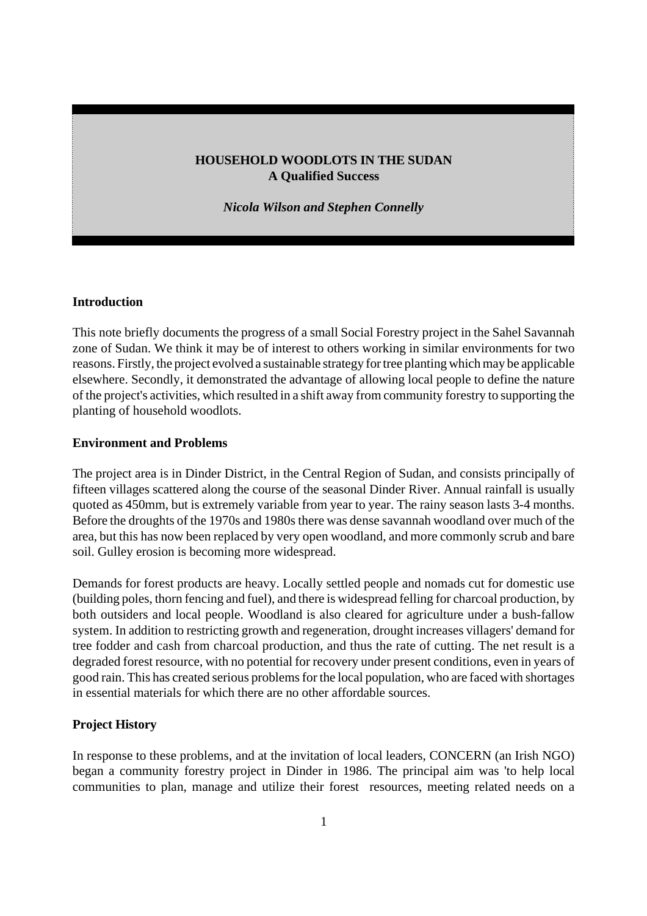# HOUSEHOLD WOODLOTS IN THE SUDAN
## A Qualified Success

*Nicola Wilson and Stephen Connelly*

### Introduction

This note briefly documents the progress of a small Social Forestry project in the Sahel Savannah zone of Sudan. We think it may be of interest to others working in similar environments for two reasons. Firstly, the project evolved a sustainable strategy for tree planting which may be applicable elsewhere. Secondly, it demonstrated the advantage of allowing local people to define the nature of the project's activities, which resulted in a shift away from community forestry to supporting the planting of household woodlots.

### Environment and Problems

The project area is in Dinder District, in the Central Region of Sudan, and consists principally of fifteen villages scattered along the course of the seasonal Dinder River. Annual rainfall is usually quoted as 450mm, but is extremely variable from year to year. The rainy season lasts 3-4 months. Before the droughts of the 1970s and 1980s there was dense savannah woodland over much of the area, but this has now been replaced by very open woodland, and more commonly scrub and bare soil. Gulley erosion is becoming more widespread.

Demands for forest products are heavy. Locally settled people and nomads cut for domestic use (building poles, thorn fencing and fuel), and there is widespread felling for charcoal production, by both outsiders and local people. Woodland is also cleared for agriculture under a bush-fallow system. In addition to restricting growth and regeneration, drought increases villagers' demand for tree fodder and cash from charcoal production, and thus the rate of cutting. The net result is a degraded forest resource, with no potential for recovery under present conditions, even in years of good rain. This has created serious problems for the local population, who are faced with shortages in essential materials for which there are no other affordable sources.

### Project History

In response to these problems, and at the invitation of local leaders, CONCERN (an Irish NGO) began a community forestry project in Dinder in 1986. The principal aim was 'to help local communities to plan, manage and utilize their forest resources, meeting related needs on a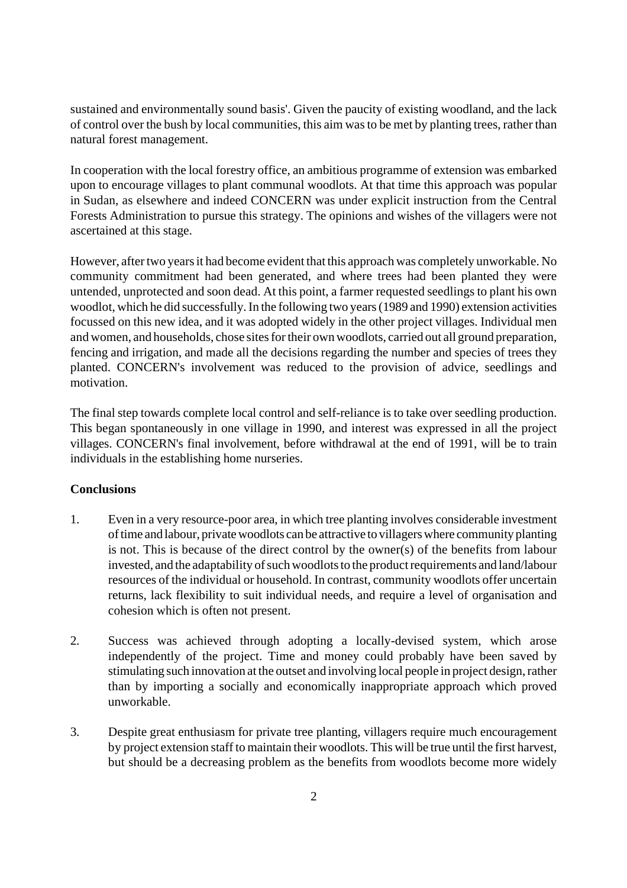sustained and environmentally sound basis'. Given the paucity of existing woodland, and the lack of control over the bush by local communities, this aim was to be met by planting trees, rather than natural forest management.

In cooperation with the local forestry office, an ambitious programme of extension was embarked upon to encourage villages to plant communal woodlots. At that time this approach was popular in Sudan, as elsewhere and indeed CONCERN was under explicit instruction from the Central Forests Administration to pursue this strategy. The opinions and wishes of the villagers were not ascertained at this stage.

However, after two years it had become evident that this approach was completely unworkable. No community commitment had been generated, and where trees had been planted they were untended, unprotected and soon dead. At this point, a farmer requested seedlings to plant his own woodlot, which he did successfully. In the following two years (1989 and 1990) extension activities focussed on this new idea, and it was adopted widely in the other project villages. Individual men and women, and households, chose sites for their own woodlots, carried out all ground preparation, fencing and irrigation, and made all the decisions regarding the number and species of trees they planted. CONCERN's involvement was reduced to the provision of advice, seedlings and motivation.

The final step towards complete local control and self-reliance is to take over seedling production. This began spontaneously in one village in 1990, and interest was expressed in all the project villages. CONCERN's final involvement, before withdrawal at the end of 1991, will be to train individuals in the establishing home nurseries.

**Conclusions**

1. Even in a very resource-poor area, in which tree planting involves considerable investment of time and labour, private woodlots can be attractive to villagers where community planting is not. This is because of the direct control by the owner(s) of the benefits from labour invested, and the adaptability of such woodlots to the product requirements and land/labour resources of the individual or household. In contrast, community woodlots offer uncertain returns, lack flexibility to suit individual needs, and require a level of organisation and cohesion which is often not present.

2. Success was achieved through adopting a locally-devised system, which arose independently of the project. Time and money could probably have been saved by stimulating such innovation at the outset and involving local people in project design, rather than by importing a socially and economically inappropriate approach which proved unworkable.

3. Despite great enthusiasm for private tree planting, villagers require much encouragement by project extension staff to maintain their woodlots. This will be true until the first harvest, but should be a decreasing problem as the benefits from woodlots become more widely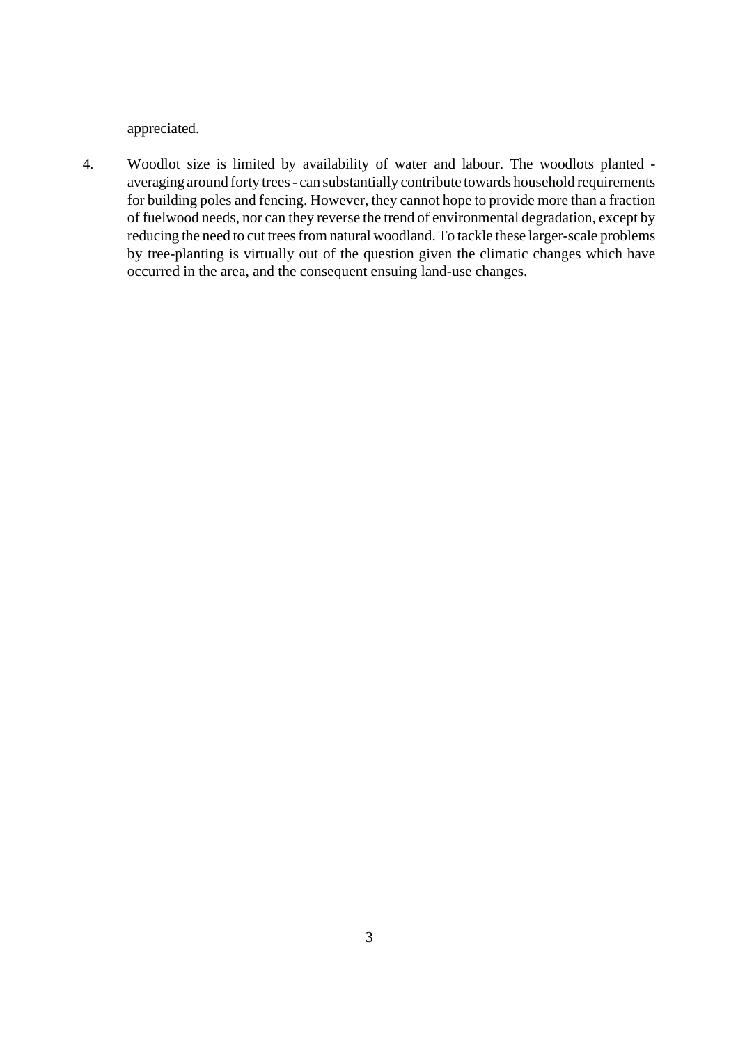appreciated.

4. Woodlot size is limited by availability of water and labour. The woodlots planted - averaging around forty trees - can substantially contribute towards household requirements for building poles and fencing. However, they cannot hope to provide more than a fraction of fuelwood needs, nor can they reverse the trend of environmental degradation, except by reducing the need to cut trees from natural woodland. To tackle these larger-scale problems by tree-planting is virtually out of the question given the climatic changes which have occurred in the area, and the consequent ensuing land-use changes.